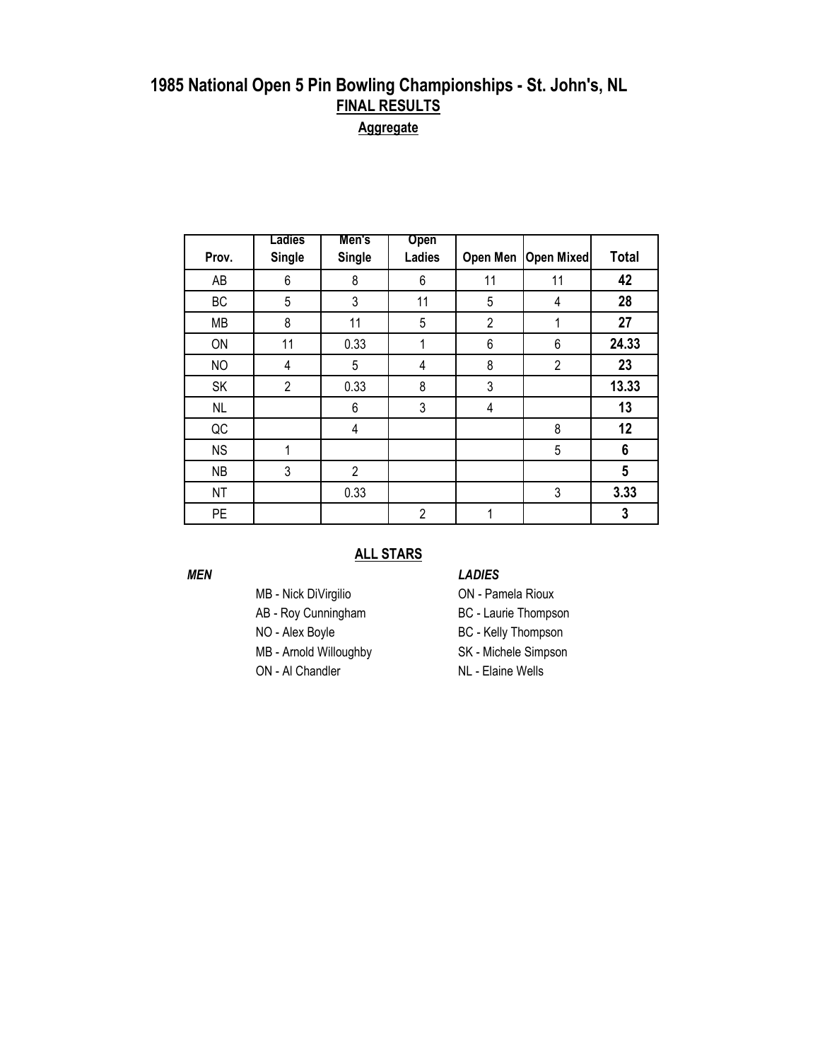# 1985 National Open 5 Pin Bowling Championships - St. John's, NL

## FINAL RESULTS

### Aggregate

| Prov. | Ladies Single | Men's Single | Open Ladies | Open Men | Open Mixed | Total |
|---|---|---|---|---|---|---|
| AB | 6 | 8 | 6 | 11 | 11 | **42** |
| BC | 5 | 3 | 11 | 5 | 4 | **28** |
| MB | 8 | 11 | 5 | 2 | 1 | **27** |
| ON | 11 | 0.33 | 1 | 6 | 6 | **24.33** |
| NO | 4 | 5 | 4 | 8 | 2 | **23** |
| SK | 2 | 0.33 | 8 | 3 | | **13.33** |
| NL | | 6 | 3 | 4 | | **13** |
| QC | | 4 | | | 8 | **12** |
| NS | 1 | | | | 5 | **6** |
| NB | 3 | 2 | | | | **5** |
| NT | | 0.33 | | | 3 | **3.33** |
| PE | | | 2 | 1 | | **3** |

### ALL STARS

***MEN***

MB - Nick DiVirgilio
AB - Roy Cunningham
NO - Alex Boyle
MB - Arnold Willoughby
ON - Al Chandler

***LADIES***

ON - Pamela Rioux
BC - Laurie Thompson
BC - Kelly Thompson
SK - Michele Simpson
NL - Elaine Wells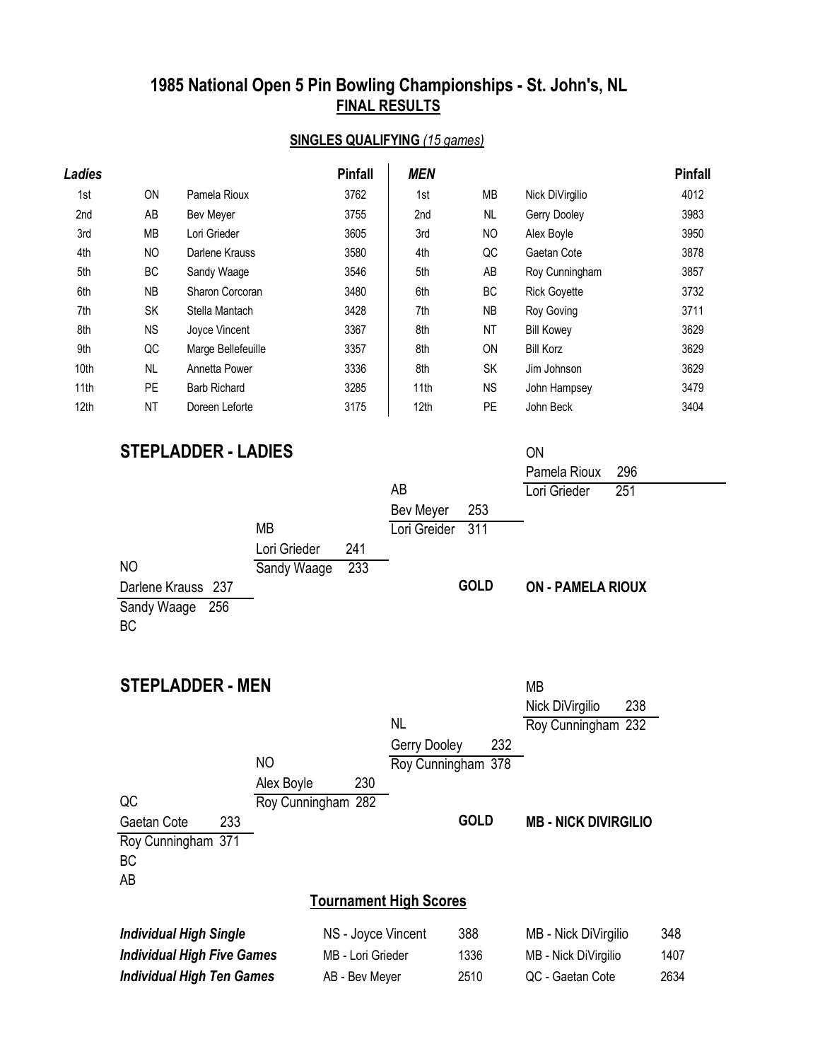# 1985 National Open 5 Pin Bowling Championships - St. John's, NL

## FINAL RESULTS

### SINGLES QUALIFYING *(15 games)*

| *Ladies* | | | Pinfall | *MEN* | | | Pinfall |
|---|---|---|---|---|---|---|---|
| 1st | ON | Pamela Rioux | 3762 | 1st | MB | Nick DiVirgilio | 4012 |
| 2nd | AB | Bev Meyer | 3755 | 2nd | NL | Gerry Dooley | 3983 |
| 3rd | MB | Lori Grieder | 3605 | 3rd | NO | Alex Boyle | 3950 |
| 4th | NO | Darlene Krauss | 3580 | 4th | QC | Gaetan Cote | 3878 |
| 5th | BC | Sandy Waage | 3546 | 5th | AB | Roy Cunningham | 3857 |
| 6th | NB | Sharon Corcoran | 3480 | 6th | BC | Rick Goyette | 3732 |
| 7th | SK | Stella Mantach | 3428 | 7th | NB | Roy Goving | 3711 |
| 8th | NS | Joyce Vincent | 3367 | 8th | NT | Bill Kowey | 3629 |
| 9th | QC | Marge Bellefeuille | 3357 | 8th | ON | Bill Korz | 3629 |
| 10th | NL | Annetta Power | 3336 | 8th | SK | Jim Johnson | 3629 |
| 11th | PE | Barb Richard | 3285 | 11th | NS | John Hampsey | 3479 |
| 12th | NT | Doreen Leforte | 3175 | 12th | PE | John Beck | 3404 |

## STEPLADDER - LADIES

| Match | Bowler | Score |
|---|---|---|
| 1 | NO - Darlene Krauss | 237 |
| | BC - Sandy Waage | 256 |
| 2 | MB - Lori Grieder | 241 |
| | Sandy Waage | 233 |
| 3 | AB - Bev Meyer | 253 |
| | Lori Greider | 311 |
| 4 | ON - Pamela Rioux | 296 |
| | Lori Grieder | 251 |

**GOLD** **ON - PAMELA RIOUX**

## STEPLADDER - MEN

| Match | Bowler | Score |
|---|---|---|
| 1 | QC - Gaetan Cote | 233 |
| | BC / AB - Roy Cunningham | 371 |
| 2 | NO - Alex Boyle | 230 |
| | Roy Cunningham | 282 |
| 3 | NL - Gerry Dooley | 232 |
| | Roy Cunningham | 378 |
| 4 | MB - Nick DiVirgilio | 238 |
| | Roy Cunningham | 232 |

**GOLD** **MB - NICK DIVIRGILIO**

## Tournament High Scores

| | Ladies | | Men | |
|---|---|---|---|---|
| ***Individual High Single*** | NS - Joyce Vincent | 388 | MB - Nick DiVirgilio | 348 |
| ***Individual High Five Games*** | MB - Lori Grieder | 1336 | MB - Nick DiVirgilio | 1407 |
| ***Individual High Ten Games*** | AB - Bev Meyer | 2510 | QC - Gaetan Cote | 2634 |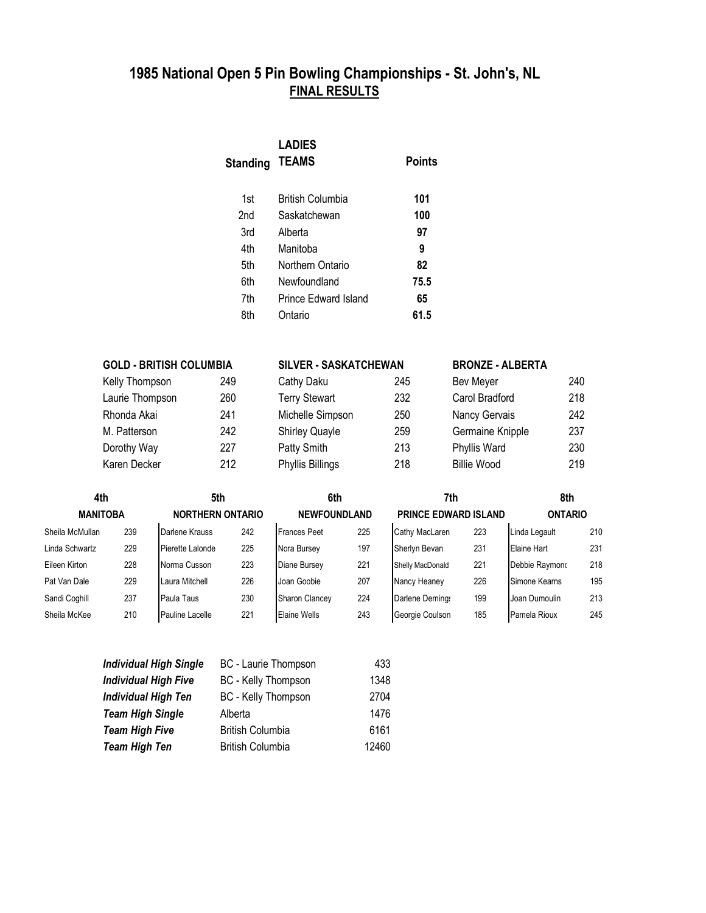# 1985 National Open 5 Pin Bowling Championships - St. John's, NL

## FINAL RESULTS

### LADIES

| Standing | TEAMS | Points |
|---|---|---|
| 1st | British Columbia | **101** |
| 2nd | Saskatchewan | **100** |
| 3rd | Alberta | **97** |
| 4th | Manitoba | **9** |
| 5th | Northern Ontario | **82** |
| 6th | Newfoundland | **75.5** |
| 7th | Prince Edward Island | **65** |
| 8th | Ontario | **61.5** |

| GOLD - BRITISH COLUMBIA | | SILVER - SASKATCHEWAN | | BRONZE - ALBERTA | |
|---|---|---|---|---|---|
| Kelly Thompson | 249 | Cathy Daku | 245 | Bev Meyer | 240 |
| Laurie Thompson | 260 | Terry Stewart | 232 | Carol Bradford | 218 |
| Rhonda Akai | 241 | Michelle Simpson | 250 | Nancy Gervais | 242 |
| M. Patterson | 242 | Shirley Quayle | 259 | Germaine Knipple | 237 |
| Dorothy Way | 227 | Patty Smith | 213 | Phyllis Ward | 230 |
| Karen Decker | 212 | Phyllis Billings | 218 | Billie Wood | 219 |

| 4th | | 5th | | 6th | | 7th | | 8th | |
|---|---|---|---|---|---|---|---|---|---|
| **MANITOBA** | | **NORTHERN ONTARIO** | | **NEWFOUNDLAND** | | **PRINCE EDWARD ISLAND** | | **ONTARIO** | |
| Sheila McMullan | 239 | Darlene Krauss | 242 | Frances Peet | 225 | Cathy MacLaren | 223 | Linda Legault | 210 |
| Linda Schwartz | 229 | Pierette Lalonde | 225 | Nora Bursey | 197 | Sherlyn Bevan | 231 | Elaine Hart | 231 |
| Eileen Kirton | 228 | Norma Cusson | 223 | Diane Bursey | 221 | Shelly MacDonald | 221 | Debbie Raymond | 218 |
| Pat Van Dale | 229 | Laura Mitchell | 226 | Joan Goobie | 207 | Nancy Heaney | 226 | Simone Kearns | 195 |
| Sandi Coghill | 237 | Paula Taus | 230 | Sharon Clancey | 224 | Darlene Demings | 199 | Joan Dumoulin | 213 |
| Sheila McKee | 210 | Pauline Lacelle | 221 | Elaine Wells | 243 | Georgie Coulson | 185 | Pamela Rioux | 245 |

| | | |
|---|---|---|
| ***Individual High Single*** | BC - Laurie Thompson | 433 |
| ***Individual High Five*** | BC - Kelly Thompson | 1348 |
| ***Individual High Ten*** | BC - Kelly Thompson | 2704 |
| ***Team High Single*** | Alberta | 1476 |
| ***Team High Five*** | British Columbia | 6161 |
| ***Team High Ten*** | British Columbia | 12460 |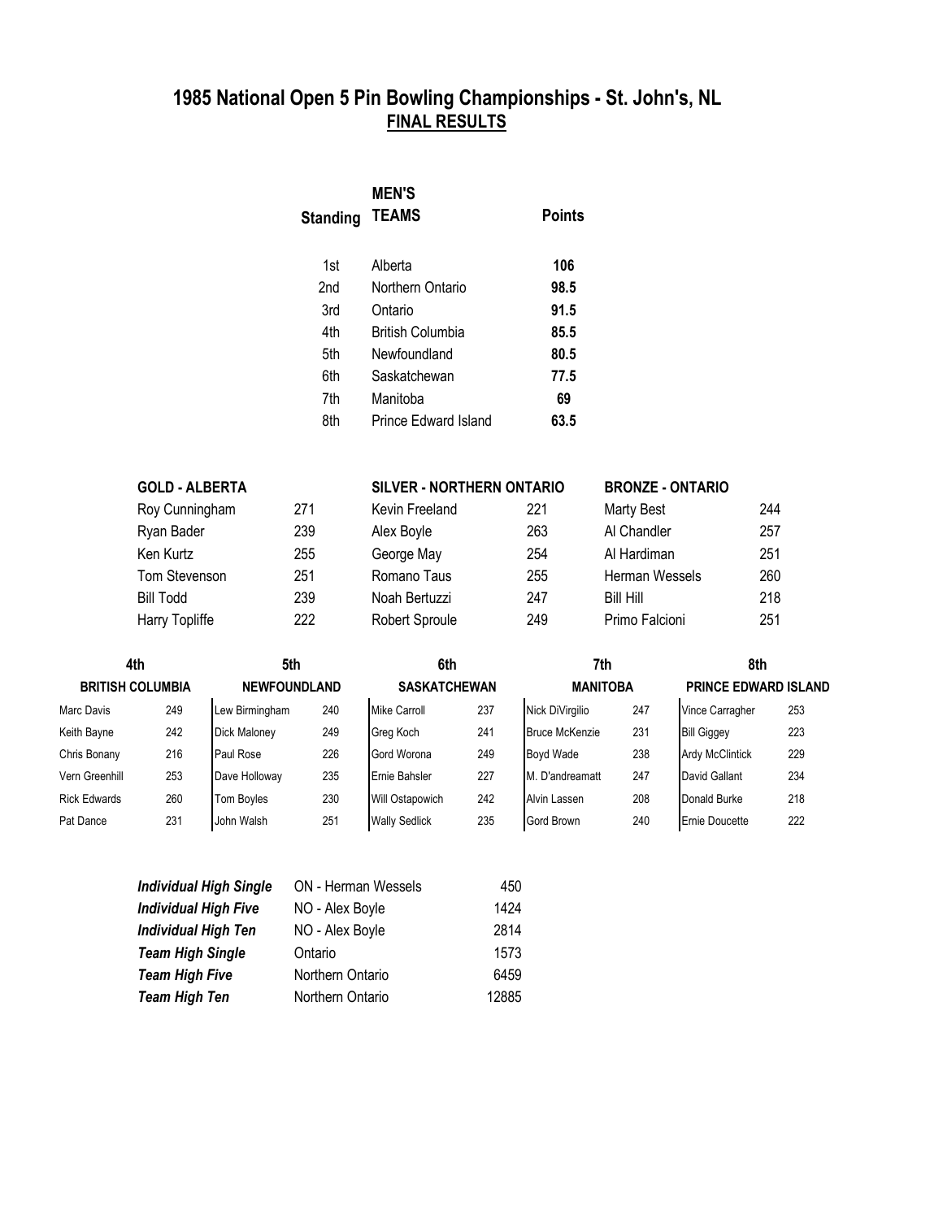# 1985 National Open 5 Pin Bowling Championships - St. John's, NL

## FINAL RESULTS

| Standing | MEN'S TEAMS | Points |
|---|---|---|
| 1st | Alberta | **106** |
| 2nd | Northern Ontario | **98.5** |
| 3rd | Ontario | **91.5** |
| 4th | British Columbia | **85.5** |
| 5th | Newfoundland | **80.5** |
| 6th | Saskatchewan | **77.5** |
| 7th | Manitoba | **69** |
| 8th | Prince Edward Island | **63.5** |

| GOLD - ALBERTA | | SILVER - NORTHERN ONTARIO | | BRONZE - ONTARIO | |
|---|---|---|---|---|---|
| Roy Cunningham | 271 | Kevin Freeland | 221 | Marty Best | 244 |
| Ryan Bader | 239 | Alex Boyle | 263 | Al Chandler | 257 |
| Ken Kurtz | 255 | George May | 254 | Al Hardiman | 251 |
| Tom Stevenson | 251 | Romano Taus | 255 | Herman Wessels | 260 |
| Bill Todd | 239 | Noah Bertuzzi | 247 | Bill Hill | 218 |
| Harry Topliffe | 222 | Robert Sproule | 249 | Primo Falcioni | 251 |

| 4th | | 5th | | 6th | | 7th | | 8th | |
|---|---|---|---|---|---|---|---|---|---|
| BRITISH COLUMBIA | | NEWFOUNDLAND | | SASKATCHEWAN | | MANITOBA | | PRINCE EDWARD ISLAND | |
| Marc Davis | 249 | Lew Birmingham | 240 | Mike Carroll | 237 | Nick DiVirgilio | 247 | Vince Carragher | 253 |
| Keith Bayne | 242 | Dick Maloney | 249 | Greg Koch | 241 | Bruce McKenzie | 231 | Bill Giggey | 223 |
| Chris Bonany | 216 | Paul Rose | 226 | Gord Worona | 249 | Boyd Wade | 238 | Ardy McClintick | 229 |
| Vern Greenhill | 253 | Dave Holloway | 235 | Ernie Bahsler | 227 | M. D'andreamatt | 247 | David Gallant | 234 |
| Rick Edwards | 260 | Tom Boyles | 230 | Will Ostapowich | 242 | Alvin Lassen | 208 | Donald Burke | 218 |
| Pat Dance | 231 | John Walsh | 251 | Wally Sedlick | 235 | Gord Brown | 240 | Ernie Doucette | 222 |

| | | |
|---|---|---|
| ***Individual High Single*** | ON - Herman Wessels | 450 |
| ***Individual High Five*** | NO - Alex Boyle | 1424 |
| ***Individual High Ten*** | NO - Alex Boyle | 2814 |
| ***Team High Single*** | Ontario | 1573 |
| ***Team High Five*** | Northern Ontario | 6459 |
| ***Team High Ten*** | Northern Ontario | 12885 |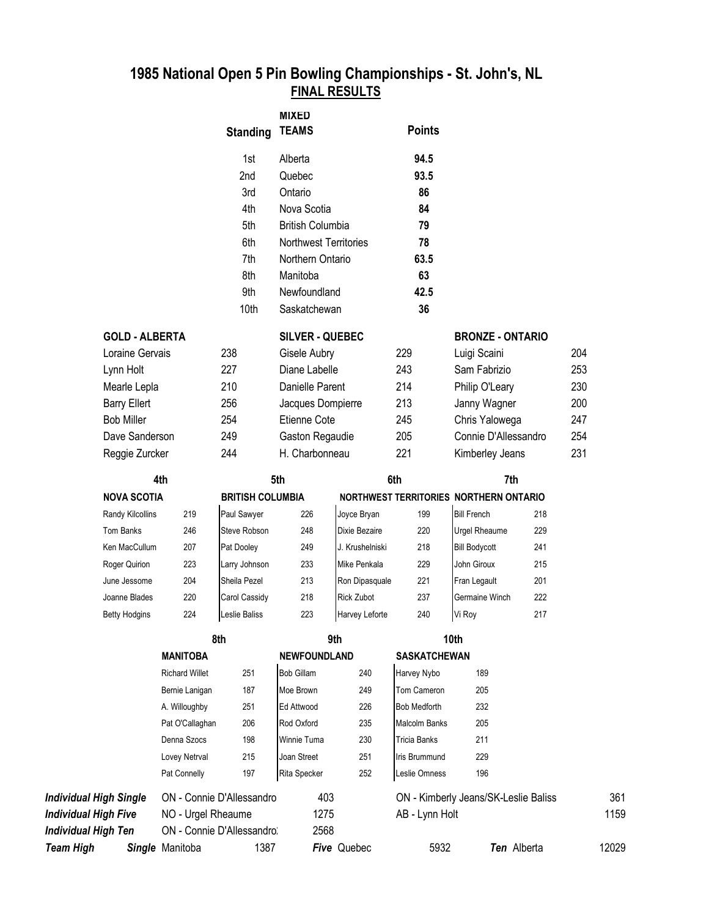# 1985 National Open 5 Pin Bowling Championships - St. John's, NL

## FINAL RESULTS

| Standing | MIXED TEAMS | Points |
|---|---|---|
| 1st | Alberta | **94.5** |
| 2nd | Quebec | **93.5** |
| 3rd | Ontario | **86** |
| 4th | Nova Scotia | **84** |
| 5th | British Columbia | **79** |
| 6th | Northwest Territories | **78** |
| 7th | Northern Ontario | **63.5** |
| 8th | Manitoba | **63** |
| 9th | Newfoundland | **42.5** |
| 10th | Saskatchewan | **36** |

| GOLD - ALBERTA | | SILVER - QUEBEC | | BRONZE - ONTARIO | |
|---|---|---|---|---|---|
| Loraine Gervais | 238 | Gisele Aubry | 229 | Luigi Scaini | 204 |
| Lynn Holt | 227 | Diane Labelle | 243 | Sam Fabrizio | 253 |
| Mearle Lepla | 210 | Danielle Parent | 214 | Philip O'Leary | 230 |
| Barry Ellert | 256 | Jacques Dompierre | 213 | Janny Wagner | 200 |
| Bob Miller | 254 | Etienne Cote | 245 | Chris Yalowega | 247 |
| Dave Sanderson | 249 | Gaston Regaudie | 205 | Connie D'Allessandro | 254 |
| Reggie Zurcker | 244 | H. Charbonneau | 221 | Kimberley Jeans | 231 |

| 4th | | 5th | | 6th | | 7th | |
|---|---|---|---|---|---|---|---|
| **NOVA SCOTIA** | | **BRITISH COLUMBIA** | | **NORTHWEST TERRITORIES** | | **NORTHERN ONTARIO** | |
| Randy Kilcollins | 219 | Paul Sawyer | 226 | Joyce Bryan | 199 | Bill French | 218 |
| Tom Banks | 246 | Steve Robson | 248 | Dixie Bezaire | 220 | Urgel Rheaume | 229 |
| Ken MacCullum | 207 | Pat Dooley | 249 | J. Krushelniski | 218 | Bill Bodycott | 241 |
| Roger Quirion | 223 | Larry Johnson | 233 | Mike Penkala | 229 | John Giroux | 215 |
| June Jessome | 204 | Sheila Pezel | 213 | Ron Dipasquale | 221 | Fran Legault | 201 |
| Joanne Blades | 220 | Carol Cassidy | 218 | Rick Zubot | 237 | Germaine Winch | 222 |
| Betty Hodgins | 224 | Leslie Baliss | 223 | Harvey Leforte | 240 | Vi Roy | 217 |

| 8th | | 9th | | 10th | |
|---|---|---|---|---|---|
| **MANITOBA** | | **NEWFOUNDLAND** | | **SASKATCHEWAN** | |
| Richard Willet | 251 | Bob Gillam | 240 | Harvey Nybo | 189 |
| Bernie Lanigan | 187 | Moe Brown | 249 | Tom Cameron | 205 |
| A. Willoughby | 251 | Ed Attwood | 226 | Bob Medforth | 232 |
| Pat O'Callaghan | 206 | Rod Oxford | 235 | Malcolm Banks | 205 |
| Denna Szocs | 198 | Winnie Tuma | 230 | Tricia Banks | 211 |
| Lovey Netrval | 215 | Joan Street | 251 | Iris Brummund | 229 |
| Pat Connelly | 197 | Rita Specker | 252 | Leslie Omness | 196 |

| | | | | |
|---|---|---|---|---|
| ***Individual High Single*** | ON - Connie D'Allessandro | 403 | ON - Kimberly Jeans/SK-Leslie Baliss | 361 |
| ***Individual High Five*** | NO - Urgel Rheaume | 1275 | AB - Lynn Holt | 1159 |
| ***Individual High Ten*** | ON - Connie D'Allessandro | 2568 | | |

***Team High*** — ***Single*** Manitoba 1387 — ***Five*** Quebec 5932 — ***Ten*** Alberta 12029